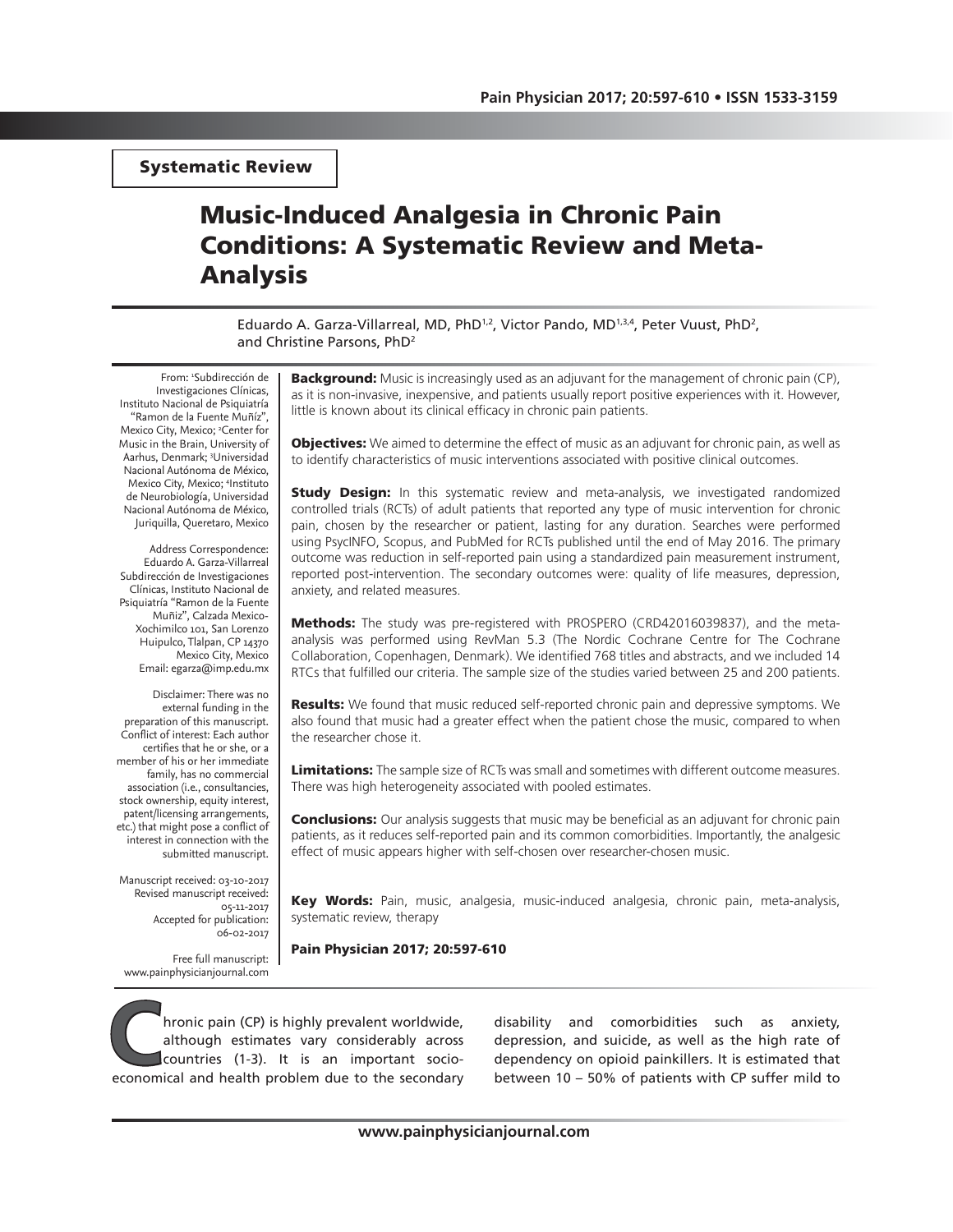Systematic Review

# Music-Induced Analgesia in Chronic Pain Conditions: A Systematic Review and Meta-Analysis

Eduardo A. Garza-Villarreal, MD, PhD[1,2], Victor Pando, MD[1,3,4], Peter Vuust, PhD[2], and Christine Parsons, PhD[2]

From: [1]Subdirección de Investigaciones Clínicas, Instituto Nacional de Psiquiatría "Ramon de la Fuente Muñíz", Mexico City, Mexico; [2]Center for Music in the Brain, University of Aarhus, Denmark; [3]Universidad Nacional Autónoma de México, Mexico City, Mexico; [4]Instituto de Neurobiología, Universidad Nacional Autónoma de México, Juriquilla, Queretaro, Mexico

Address Correspondence: Eduardo A. Garza-Villarreal Subdirección de Investigaciones Clínicas, Instituto Nacional de Psiquiatría "Ramon de la Fuente Muñiz", Calzada Mexico-Xochimilco 101, San Lorenzo Huipulco, Tlalpan, CP 14370 Mexico City, Mexico Email: egarza@imp.edu.mx

Disclaimer: There was no external funding in the preparation of this manuscript. Conflict of interest: Each author certifies that he or she, or a member of his or her immediate family, has no commercial association (i.e., consultancies, stock ownership, equity interest, patent/licensing arrangements, etc.) that might pose a conflict of interest in connection with the submitted manuscript.

Manuscript received: 03-10-2017 Revised manuscript received: 05-11-2017 Accepted for publication: 06-02-2017

Free full manuscript: www.painphysicianjournal.com

**Background:** Music is increasingly used as an adjuvant for the management of chronic pain (CP), as it is non-invasive, inexpensive, and patients usually report positive experiences with it. However, little is known about its clinical efficacy in chronic pain patients.

**Objectives:** We aimed to determine the effect of music as an adjuvant for chronic pain, as well as to identify characteristics of music interventions associated with positive clinical outcomes.

**Study Design:** In this systematic review and meta-analysis, we investigated randomized controlled trials (RCTs) of adult patients that reported any type of music intervention for chronic pain, chosen by the researcher or patient, lasting for any duration. Searches were performed using PsycINFO, Scopus, and PubMed for RCTs published until the end of May 2016. The primary outcome was reduction in self-reported pain using a standardized pain measurement instrument, reported post-intervention. The secondary outcomes were: quality of life measures, depression, anxiety, and related measures.

**Methods:** The study was pre-registered with PROSPERO (CRD42016039837), and the meta-analysis was performed using RevMan 5.3 (The Nordic Cochrane Centre for The Cochrane Collaboration, Copenhagen, Denmark). We identified 768 titles and abstracts, and we included 14 RTCs that fulfilled our criteria. The sample size of the studies varied between 25 and 200 patients.

**Results:** We found that music reduced self-reported chronic pain and depressive symptoms. We also found that music had a greater effect when the patient chose the music, compared to when the researcher chose it.

**Limitations:** The sample size of RCTs was small and sometimes with different outcome measures. There was high heterogeneity associated with pooled estimates.

**Conclusions:** Our analysis suggests that music may be beneficial as an adjuvant for chronic pain patients, as it reduces self-reported pain and its common comorbidities. Importantly, the analgesic effect of music appears higher with self-chosen over researcher-chosen music.

**Key Words:** Pain, music, analgesia, music-induced analgesia, chronic pain, meta-analysis, systematic review, therapy

Chronic pain (CP) is highly prevalent worldwide, although estimates vary considerably across countries (1-3). It is an important socio-economical and health problem due to the secondary disability and comorbidities such as anxiety, depression, and suicide, as well as the high rate of dependency on opioid painkillers. It is estimated that between 10 – 50% of patients with CP suffer mild to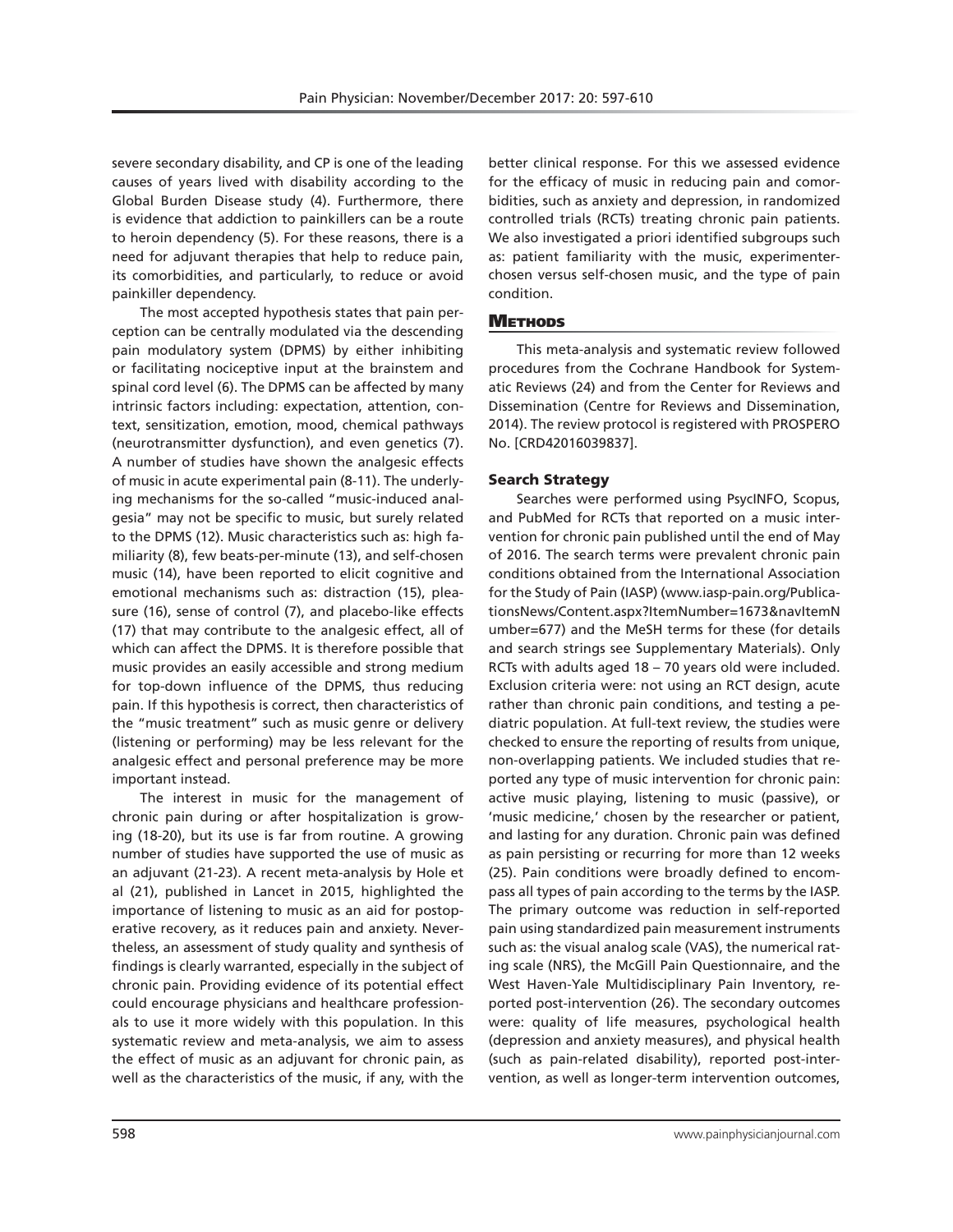severe secondary disability, and CP is one of the leading causes of years lived with disability according to the Global Burden Disease study (4). Furthermore, there is evidence that addiction to painkillers can be a route to heroin dependency (5). For these reasons, there is a need for adjuvant therapies that help to reduce pain, its comorbidities, and particularly, to reduce or avoid painkiller dependency.

The most accepted hypothesis states that pain perception can be centrally modulated via the descending pain modulatory system (DPMS) by either inhibiting or facilitating nociceptive input at the brainstem and spinal cord level (6). The DPMS can be affected by many intrinsic factors including: expectation, attention, context, sensitization, emotion, mood, chemical pathways (neurotransmitter dysfunction), and even genetics (7). A number of studies have shown the analgesic effects of music in acute experimental pain (8-11). The underlying mechanisms for the so-called "music-induced analgesia" may not be specific to music, but surely related to the DPMS (12). Music characteristics such as: high familiarity (8), few beats-per-minute (13), and self-chosen music (14), have been reported to elicit cognitive and emotional mechanisms such as: distraction (15), pleasure (16), sense of control (7), and placebo-like effects (17) that may contribute to the analgesic effect, all of which can affect the DPMS. It is therefore possible that music provides an easily accessible and strong medium for top-down influence of the DPMS, thus reducing pain. If this hypothesis is correct, then characteristics of the "music treatment" such as music genre or delivery (listening or performing) may be less relevant for the analgesic effect and personal preference may be more important instead.

The interest in music for the management of chronic pain during or after hospitalization is growing (18-20), but its use is far from routine. A growing number of studies have supported the use of music as an adjuvant (21-23). A recent meta-analysis by Hole et al (21), published in Lancet in 2015, highlighted the importance of listening to music as an aid for postoperative recovery, as it reduces pain and anxiety. Nevertheless, an assessment of study quality and synthesis of findings is clearly warranted, especially in the subject of chronic pain. Providing evidence of its potential effect could encourage physicians and healthcare professionals to use it more widely with this population. In this systematic review and meta-analysis, we aim to assess the effect of music as an adjuvant for chronic pain, as well as the characteristics of the music, if any, with the better clinical response. For this we assessed evidence for the efficacy of music in reducing pain and comorbidities, such as anxiety and depression, in randomized controlled trials (RCTs) treating chronic pain patients. We also investigated a priori identified subgroups such as: patient familiarity with the music, experimenter-chosen versus self-chosen music, and the type of pain condition.

## Methods

This meta-analysis and systematic review followed procedures from the Cochrane Handbook for Systematic Reviews (24) and from the Center for Reviews and Dissemination (Centre for Reviews and Dissemination, 2014). The review protocol is registered with PROSPERO No. [CRD42016039837].

### Search Strategy

Searches were performed using PsycINFO, Scopus, and PubMed for RCTs that reported on a music intervention for chronic pain published until the end of May of 2016. The search terms were prevalent chronic pain conditions obtained from the International Association for the Study of Pain (IASP) (www.iasp-pain.org/PublicationsNews/Content.aspx?ItemNumber=1673&navItemNumber=677) and the MeSH terms for these (for details and search strings see Supplementary Materials). Only RCTs with adults aged 18 – 70 years old were included. Exclusion criteria were: not using an RCT design, acute rather than chronic pain conditions, and testing a pediatric population. At full-text review, the studies were checked to ensure the reporting of results from unique, non-overlapping patients. We included studies that reported any type of music intervention for chronic pain: active music playing, listening to music (passive), or 'music medicine,' chosen by the researcher or patient, and lasting for any duration. Chronic pain was defined as pain persisting or recurring for more than 12 weeks (25). Pain conditions were broadly defined to encompass all types of pain according to the terms by the IASP. The primary outcome was reduction in self-reported pain using standardized pain measurement instruments such as: the visual analog scale (VAS), the numerical rating scale (NRS), the McGill Pain Questionnaire, and the West Haven-Yale Multidisciplinary Pain Inventory, reported post-intervention (26). The secondary outcomes were: quality of life measures, psychological health (depression and anxiety measures), and physical health (such as pain-related disability), reported post-intervention, as well as longer-term intervention outcomes,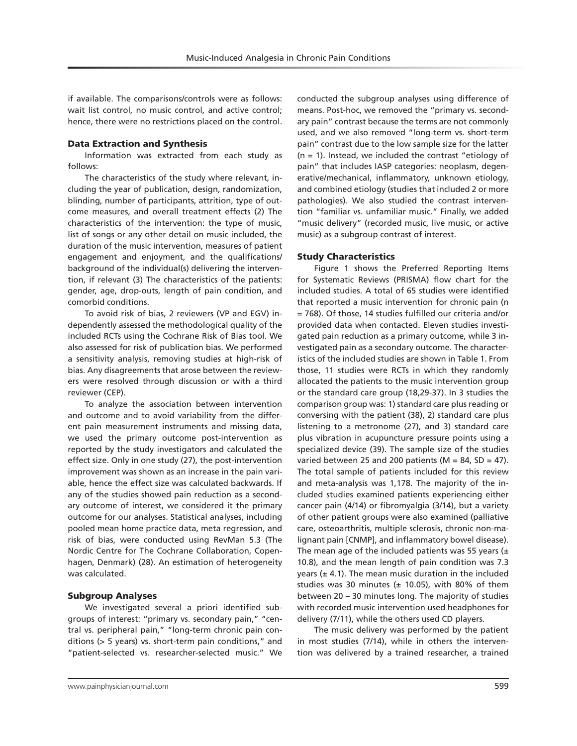if available. The comparisons/controls were as follows: wait list control, no music control, and active control; hence, there were no restrictions placed on the control.

### Data Extraction and Synthesis

Information was extracted from each study as follows:

The characteristics of the study where relevant, including the year of publication, design, randomization, blinding, number of participants, attrition, type of outcome measures, and overall treatment effects (2) The characteristics of the intervention: the type of music, list of songs or any other detail on music included, the duration of the music intervention, measures of patient engagement and enjoyment, and the qualifications/ background of the individual(s) delivering the intervention, if relevant (3) The characteristics of the patients: gender, age, drop-outs, length of pain condition, and comorbid conditions.

To avoid risk of bias, 2 reviewers (VP and EGV) independently assessed the methodological quality of the included RCTs using the Cochrane Risk of Bias tool. We also assessed for risk of publication bias. We performed a sensitivity analysis, removing studies at high-risk of bias. Any disagreements that arose between the reviewers were resolved through discussion or with a third reviewer (CEP).

To analyze the association between intervention and outcome and to avoid variability from the different pain measurement instruments and missing data, we used the primary outcome post-intervention as reported by the study investigators and calculated the effect size. Only in one study (27), the post-intervention improvement was shown as an increase in the pain variable, hence the effect size was calculated backwards. If any of the studies showed pain reduction as a secondary outcome of interest, we considered it the primary outcome for our analyses. Statistical analyses, including pooled mean home practice data, meta regression, and risk of bias, were conducted using RevMan 5.3 (The Nordic Centre for The Cochrane Collaboration, Copenhagen, Denmark) (28). An estimation of heterogeneity was calculated.

### Subgroup Analyses

We investigated several a priori identified subgroups of interest: "primary vs. secondary pain," "central vs. peripheral pain," "long-term chronic pain conditions (> 5 years) vs. short-term pain conditions," and "patient-selected vs. researcher-selected music." We conducted the subgroup analyses using difference of means. Post-hoc, we removed the "primary vs. secondary pain" contrast because the terms are not commonly used, and we also removed "long-term vs. short-term pain" contrast due to the low sample size for the latter (n = 1). Instead, we included the contrast "etiology of pain" that includes IASP categories: neoplasm, degenerative/mechanical, inflammatory, unknown etiology, and combined etiology (studies that included 2 or more pathologies). We also studied the contrast intervention "familiar vs. unfamiliar music." Finally, we added "music delivery" (recorded music, live music, or active music) as a subgroup contrast of interest.

### Study Characteristics

Figure 1 shows the Preferred Reporting Items for Systematic Reviews (PRISMA) flow chart for the included studies. A total of 65 studies were identified that reported a music intervention for chronic pain (n = 768). Of those, 14 studies fulfilled our criteria and/or provided data when contacted. Eleven studies investigated pain reduction as a primary outcome, while 3 investigated pain as a secondary outcome. The characteristics of the included studies are shown in Table 1. From those, 11 studies were RCTs in which they randomly allocated the patients to the music intervention group or the standard care group (18,29-37). In 3 studies the comparison group was: 1) standard care plus reading or conversing with the patient (38), 2) standard care plus listening to a metronome (27), and 3) standard care plus vibration in acupuncture pressure points using a specialized device (39). The sample size of the studies varied between 25 and 200 patients (M = 84, SD = 47). The total sample of patients included for this review and meta-analysis was 1,178. The majority of the included studies examined patients experiencing either cancer pain (4/14) or fibromyalgia (3/14), but a variety of other patient groups were also examined (palliative care, osteoarthritis, multiple sclerosis, chronic non-malignant pain [CNMP], and inflammatory bowel disease). The mean age of the included patients was 55 years (± 10.8), and the mean length of pain condition was 7.3 years (± 4.1). The mean music duration in the included studies was 30 minutes (± 10.05), with 80% of them between 20 – 30 minutes long. The majority of studies with recorded music intervention used headphones for delivery (7/11), while the others used CD players.

The music delivery was performed by the patient in most studies (7/14), while in others the intervention was delivered by a trained researcher, a trained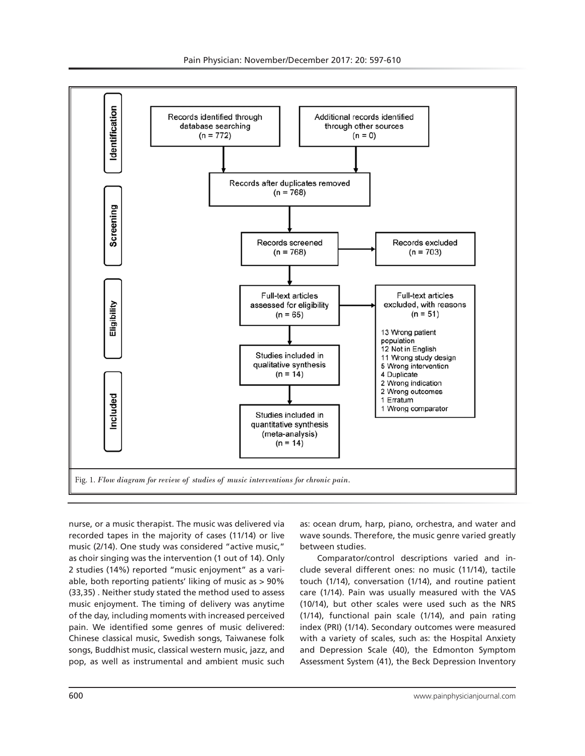Fig. 1. *Flow diagram for review of studies of music interventions for chronic pain.*

nurse, or a music therapist. The music was delivered via recorded tapes in the majority of cases (11/14) or live music (2/14). One study was considered "active music," as choir singing was the intervention (1 out of 14). Only 2 studies (14%) reported "music enjoyment" as a variable, both reporting patients' liking of music as > 90% (33,35) . Neither study stated the method used to assess music enjoyment. The timing of delivery was anytime of the day, including moments with increased perceived pain. We identified some genres of music delivered: Chinese classical music, Swedish songs, Taiwanese folk songs, Buddhist music, classical western music, jazz, and pop, as well as instrumental and ambient music such as: ocean drum, harp, piano, orchestra, and water and wave sounds. Therefore, the music genre varied greatly between studies.

Comparator/control descriptions varied and include several different ones: no music (11/14), tactile touch (1/14), conversation (1/14), and routine patient care (1/14). Pain was usually measured with the VAS (10/14), but other scales were used such as the NRS (1/14), functional pain scale (1/14), and pain rating index (PRI) (1/14). Secondary outcomes were measured with a variety of scales, such as: the Hospital Anxiety and Depression Scale (40), the Edmonton Symptom Assessment System (41), the Beck Depression Inventory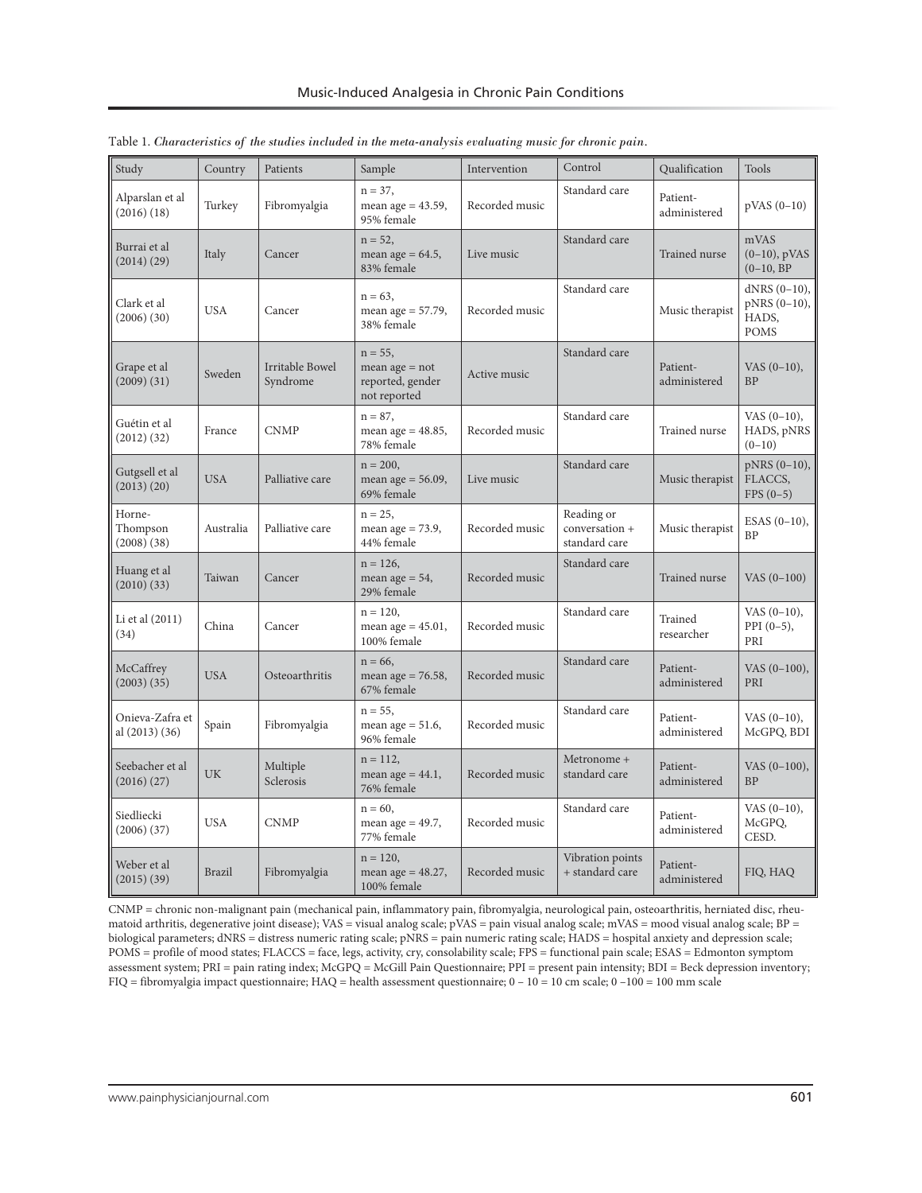Table 1. *Characteristics of the studies included in the meta-analysis evaluating music for chronic pain.*

| Study | Country | Patients | Sample | Intervention | Control | Qualification | Tools |
|---|---|---|---|---|---|---|---|
| Alparslan et al (2016) (18) | Turkey | Fibromyalgia | n = 37, mean age = 43.59, 95% female | Recorded music | Standard care | Patient-administered | pVAS (0–10) |
| Burrai et al (2014) (29) | Italy | Cancer | n = 52, mean age = 64.5, 83% female | Live music | Standard care | Trained nurse | mVAS (0–10), pVAS (0–10, BP |
| Clark et al (2006) (30) | USA | Cancer | n = 63, mean age = 57.79, 38% female | Recorded music | Standard care | Music therapist | dNRS (0–10), pNRS (0–10), HADS, POMS |
| Grape et al (2009) (31) | Sweden | Irritable Bowel Syndrome | n = 55, mean age = not reported, gender not reported | Active music | Standard care | Patient-administered | VAS (0–10), BP |
| Guétin et al (2012) (32) | France | CNMP | n = 87, mean age = 48.85, 78% female | Recorded music | Standard care | Trained nurse | VAS (0–10), HADS, pNRS (0–10) |
| Gutgsell et al (2013) (20) | USA | Palliative care | n = 200, mean age = 56.09, 69% female | Live music | Standard care | Music therapist | pNRS (0–10), FLACCS, FPS (0–5) |
| Horne-Thompson (2008) (38) | Australia | Palliative care | n = 25, mean age = 73.9, 44% female | Recorded music | Reading or conversation + standard care | Music therapist | ESAS (0–10), BP |
| Huang et al (2010) (33) | Taiwan | Cancer | n = 126, mean age = 54, 29% female | Recorded music | Standard care | Trained nurse | VAS (0–100) |
| Li et al (2011) (34) | China | Cancer | n = 120, mean age = 45.01, 100% female | Recorded music | Standard care | Trained researcher | VAS (0–10), PPI (0–5), PRI |
| McCaffrey (2003) (35) | USA | Osteoarthritis | n = 66, mean age = 76.58, 67% female | Recorded music | Standard care | Patient-administered | VAS (0–100), PRI |
| Onieva-Zafra et al (2013) (36) | Spain | Fibromyalgia | n = 55, mean age = 51.6, 96% female | Recorded music | Standard care | Patient-administered | VAS (0–10), McGPQ, BDI |
| Seebacher et al (2016) (27) | UK | Multiple Sclerosis | n = 112, mean age = 44.1, 76% female | Recorded music | Metronome + standard care | Patient-administered | VAS (0–100), BP |
| Siedliecki (2006) (37) | USA | CNMP | n = 60, mean age = 49.7, 77% female | Recorded music | Standard care | Patient-administered | VAS (0–10), McGPQ, CESD. |
| Weber et al (2015) (39) | Brazil | Fibromyalgia | n = 120, mean age = 48.27, 100% female | Recorded music | Vibration points + standard care | Patient-administered | FIQ, HAQ |

CNMP = chronic non-malignant pain (mechanical pain, inflammatory pain, fibromyalgia, neurological pain, osteoarthritis, herniated disc, rheumatoid arthritis, degenerative joint disease); VAS = visual analog scale; pVAS = pain visual analog scale; mVAS = mood visual analog scale; BP = biological parameters; dNRS = distress numeric rating scale; pNRS = pain numeric rating scale; HADS = hospital anxiety and depression scale; POMS = profile of mood states; FLACCS = face, legs, activity, cry, consolability scale; FPS = functional pain scale; ESAS = Edmonton symptom assessment system; PRI = pain rating index; McGPQ = McGill Pain Questionnaire; PPI = present pain intensity; BDI = Beck depression inventory; FIQ = fibromyalgia impact questionnaire; HAQ = health assessment questionnaire; 0 – 10 = 10 cm scale; 0 –100 = 100 mm scale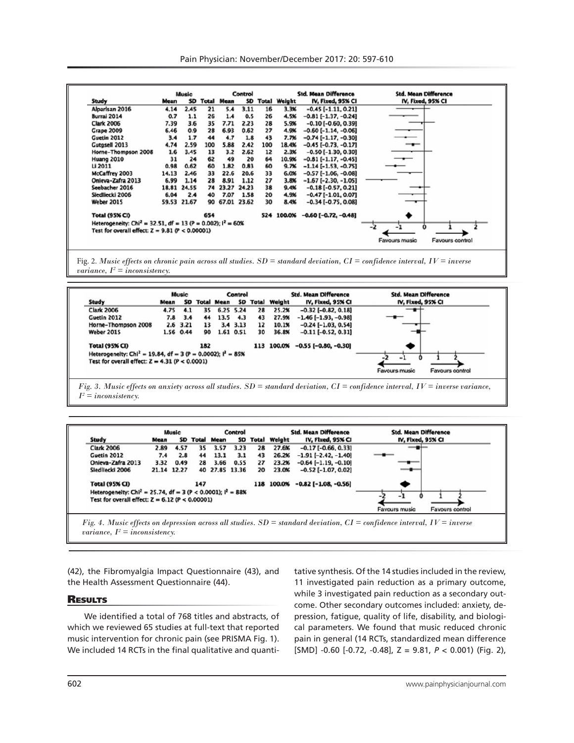| Study | Music Mean | Music SD | Music Total | Control Mean | Control SD | Control Total | Weight | Std. Mean Difference IV, Fixed, 95% CI |
|---|---|---|---|---|---|---|---|---|
| Alparlsan 2016 | 4.14 | 2.45 | 21 | 5.4 | 3.11 | 16 | 3.3% | −0.45 [−1.11, 0.21] |
| Burrai 2014 | 0.7 | 1.1 | 26 | 1.4 | 0.5 | 26 | 4.5% | −0.81 [−1.37, −0.24] |
| Clark 2006 | 7.39 | 3.6 | 35 | 7.71 | 2.23 | 28 | 5.9% | −0.10 [−0.60, 0.39] |
| Grape 2009 | 6.46 | 0.9 | 28 | 6.93 | 0.62 | 27 | 4.9% | −0.60 [−1.14, −0.06] |
| Guetin 2012 | 3.4 | 1.7 | 44 | 4.7 | 1.8 | 43 | 7.7% | −0.74 [−1.17, −0.30] |
| Gutgsell 2013 | 4.74 | 2.59 | 100 | 5.88 | 2.42 | 100 | 18.4% | −0.45 [−0.73, −0.17] |
| Horne−Thompson 2008 | 1.6 | 3.45 | 13 | 3.2 | 2.62 | 12 | 2.3% | −0.50 [−1.30, 0.30] |
| Huang 2010 | 31 | 24 | 62 | 49 | 20 | 64 | 10.9% | −0.81 [−1.17, −0.45] |
| Li 2011 | 0.98 | 0.62 | 60 | 1.82 | 0.83 | 60 | 9.7% | −1.14 [−1.53, −0.75] |
| McCaffrey 2003 | 14.13 | 2.46 | 33 | 22.6 | 20.6 | 33 | 6.0% | −0.57 [−1.06, −0.08] |
| Onieva−Zafra 2013 | 6.99 | 1.14 | 28 | 8.91 | 1.12 | 27 | 3.8% | −1.67 [−2.30, −1.05] |
| Seebacher 2016 | 18.81 | 24.55 | 74 | 23.27 | 24.23 | 38 | 9.4% | −0.18 [−0.57, 0.21] |
| Siedliecki 2006 | 6.04 | 2.4 | 40 | 7.07 | 1.58 | 20 | 4.9% | −0.47 [−1.01, 0.07] |
| Weber 2015 | 59.53 | 21.67 | 90 | 67.01 | 23.62 | 30 | 8.4% | −0.34 [−0.75, 0.08] |
| **Total (95% CI)** | | | 654 | | | 524 | 100.0% | −0.60 [−0.72, −0.48] |

Heterogeneity: $Chi^2 = 32.51$, $df = 13$ ($P = 0.002$); $I^2 = 60\%$
Test for overall effect: $Z = 9.81$ ($P < 0.00001$)

Favours music — Favours control

Fig. 2. *Music effects on chronic pain across all studies. SD = standard deviation, CI = confidence interval, IV = inverse variance, $I^2$ = inconsistency.*

| Study | Music Mean | Music SD | Music Total | Control Mean | Control SD | Control Total | Weight | Std. Mean Difference IV, Fixed, 95% CI |
|---|---|---|---|---|---|---|---|---|
| Clark 2006 | 4.75 | 4.1 | 35 | 6.25 | 5.24 | 28 | 25.2% | −0.32 [−0.82, 0.18] |
| Guetin 2012 | 7.8 | 3.4 | 44 | 13.5 | 4.3 | 43 | 27.9% | −1.46 [−1.93, −0.98] |
| Horne−Thompson 2008 | 2.6 | 3.21 | 13 | 3.4 | 3.13 | 12 | 10.1% | −0.24 [−1.03, 0.54] |
| Weber 2015 | 1.56 | 0.44 | 90 | 1.61 | 0.51 | 30 | 36.8% | −0.11 [−0.52, 0.31] |
| **Total (95% CI)** | | | 182 | | | 113 | 100.0% | −0.55 [−0.80, −0.30] |

Heterogeneity: $Chi^2 = 19.84$, $df = 3$ ($P = 0.0002$); $I^2 = 85\%$
Test for overall effect: $Z = 4.31$ ($P < 0.0001$)

Favours music — Favours control

*Fig. 3. Music effects on anxiety across all studies. SD = standard deviation, CI = confidence interval, IV = inverse variance, $I^2$ = inconsistency.*

| Study | Music Mean | Music SD | Music Total | Control Mean | Control SD | Control Total | Weight | Std. Mean Difference IV, Fixed, 95% CI |
|---|---|---|---|---|---|---|---|---|
| Clark 2006 | 2.89 | 4.57 | 35 | 3.57 | 3.23 | 28 | 27.6% | −0.17 [−0.66, 0.33] |
| Guetin 2012 | 7.4 | 2.8 | 44 | 13.1 | 3.1 | 43 | 26.2% | −1.91 [−2.42, −1.40] |
| Onieva−Zafra 2013 | 3.32 | 0.49 | 28 | 3.66 | 0.55 | 27 | 23.2% | −0.64 [−1.19, −0.10] |
| Siedliecki 2006 | 21.14 | 12.27 | 40 | 27.85 | 13.36 | 20 | 23.0% | −0.52 [−1.07, 0.02] |
| **Total (95% CI)** | | | 147 | | | 118 | 100.0% | −0.82 [−1.08, −0.56] |

Heterogeneity: $Chi^2 = 25.74$, $df = 3$ ($P < 0.0001$); $I^2 = 88\%$
Test for overall effect: $Z = 6.12$ ($P < 0.00001$)

Favours music — Favours control

*Fig. 4. Music effects on depression across all studies. SD = standard deviation, CI = confidence interval, IV = inverse variance, $I^2$ = inconsistency.*

(42), the Fibromyalgia Impact Questionnaire (43), and the Health Assessment Questionnaire (44).

## Results

We identified a total of 768 titles and abstracts, of which we reviewed 65 studies at full-text that reported music intervention for chronic pain (see PRISMA Fig. 1). We included 14 RCTs in the final qualitative and quantitative synthesis. Of the 14 studies included in the review, 11 investigated pain reduction as a primary outcome, while 3 investigated pain reduction as a secondary outcome. Other secondary outcomes included: anxiety, depression, fatigue, quality of life, disability, and biological parameters. We found that music reduced chronic pain in general (14 RCTs, standardized mean difference [SMD] -0.60 [-0.72, -0.48], Z = 9.81, *P* < 0.001) (Fig. 2),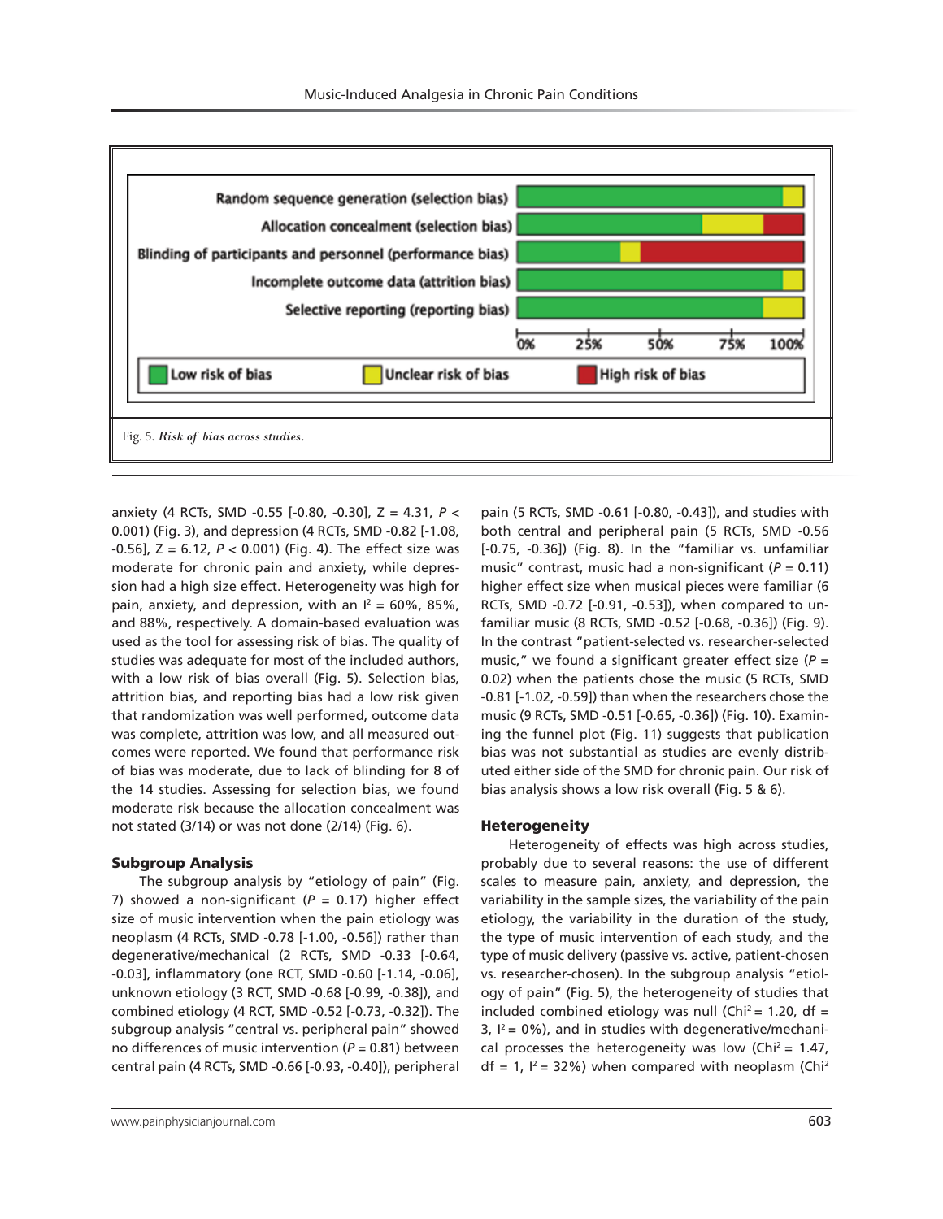Fig. 5. *Risk of bias across studies.*

anxiety (4 RCTs, SMD -0.55 [-0.80, -0.30], Z = 4.31, $P < 0.001$) (Fig. 3), and depression (4 RCTs, SMD -0.82 [-1.08, -0.56], Z = 6.12, $P < 0.001$) (Fig. 4). The effect size was moderate for chronic pain and anxiety, while depression had a high size effect. Heterogeneity was high for pain, anxiety, and depression, with an $I^2$ = 60%, 85%, and 88%, respectively. A domain-based evaluation was used as the tool for assessing risk of bias. The quality of studies was adequate for most of the included authors, with a low risk of bias overall (Fig. 5). Selection bias, attrition bias, and reporting bias had a low risk given that randomization was well performed, outcome data was complete, attrition was low, and all measured outcomes were reported. We found that performance risk of bias was moderate, due to lack of blinding for 8 of the 14 studies. Assessing for selection bias, we found moderate risk because the allocation concealment was not stated (3/14) or was not done (2/14) (Fig. 6).

### Subgroup Analysis

The subgroup analysis by "etiology of pain" (Fig. 7) showed a non-significant ($P$ = 0.17) higher effect size of music intervention when the pain etiology was neoplasm (4 RCTs, SMD -0.78 [-1.00, -0.56]) rather than degenerative/mechanical (2 RCTs, SMD -0.33 [-0.64, -0.03], inflammatory (one RCT, SMD -0.60 [-1.14, -0.06], unknown etiology (3 RCT, SMD -0.68 [-0.99, -0.38]), and combined etiology (4 RCT, SMD -0.52 [-0.73, -0.32]). The subgroup analysis "central vs. peripheral pain" showed no differences of music intervention ($P$ = 0.81) between central pain (4 RCTs, SMD -0.66 [-0.93, -0.40]), peripheral pain (5 RCTs, SMD -0.61 [-0.80, -0.43]), and studies with both central and peripheral pain (5 RCTs, SMD -0.56 [-0.75, -0.36]) (Fig. 8). In the "familiar vs. unfamiliar music" contrast, music had a non-significant ($P$ = 0.11) higher effect size when musical pieces were familiar (6 RCTs, SMD -0.72 [-0.91, -0.53]), when compared to unfamiliar music (8 RCTs, SMD -0.52 [-0.68, -0.36]) (Fig. 9). In the contrast "patient-selected vs. researcher-selected music," we found a significant greater effect size ($P$ = 0.02) when the patients chose the music (5 RCTs, SMD -0.81 [-1.02, -0.59]) than when the researchers chose the music (9 RCTs, SMD -0.51 [-0.65, -0.36]) (Fig. 10). Examining the funnel plot (Fig. 11) suggests that publication bias was not substantial as studies are evenly distributed either side of the SMD for chronic pain. Our risk of bias analysis shows a low risk overall (Fig. 5 & 6).

### Heterogeneity

Heterogeneity of effects was high across studies, probably due to several reasons: the use of different scales to measure pain, anxiety, and depression, the variability in the sample sizes, the variability of the pain etiology, the variability in the duration of the study, the type of music intervention of each study, and the type of music delivery (passive vs. active, patient-chosen vs. researcher-chosen). In the subgroup analysis "etiology of pain" (Fig. 5), the heterogeneity of studies that included combined etiology was null ($Chi^2$ = 1.20, df = 3, $I^2$ = 0%), and in studies with degenerative/mechanical processes the heterogeneity was low ($Chi^2$ = 1.47, df = 1, $I^2$ = 32%) when compared with neoplasm ($Chi^2$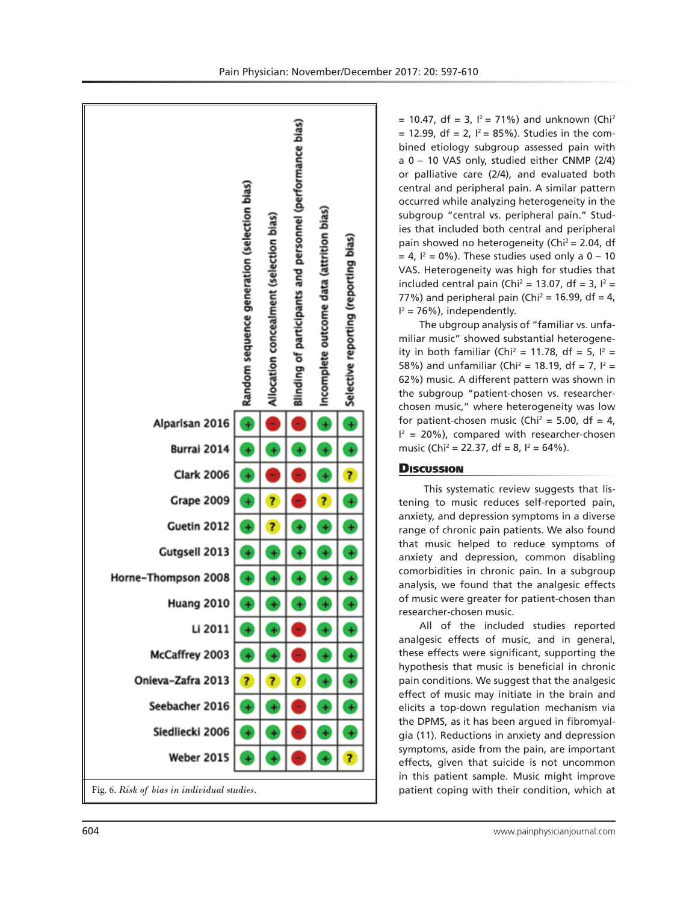| | Random sequence generation (selection bias) | Allocation concealment (selection bias) | Blinding of participants and personnel (performance bias) | Incomplete outcome data (attrition bias) | Selective reporting (reporting bias) |
|---|---|---|---|---|---|
| Alparlsan 2016 | + | − | − | + | + |
| Burrai 2014 | + | + | + | + | + |
| Clark 2006 | + | − | − | + | ? |
| Grape 2009 | + | ? | − | ? | + |
| Guetin 2012 | + | ? | + | + | + |
| Gutgsell 2013 | + | + | + | + | + |
| Horne-Thompson 2008 | + | + | + | + | + |
| Huang 2010 | + | + | + | + | + |
| Li 2011 | + | + | − | + | + |
| McCaffrey 2003 | + | + | − | + | + |
| Onieva-Zafra 2013 | ? | ? | ? | + | + |
| Seebacher 2016 | + | + | − | + | + |
| Siedliecki 2006 | + | + | − | + | + |
| Weber 2015 | + | + | − | + | ? |

Fig. 6. *Risk of bias in individual studies.*

= 10.47, df = 3, $I^2$ = 71%) and unknown ($Chi^2$ = 12.99, df = 2, $I^2$ = 85%). Studies in the combined etiology subgroup assessed pain with a 0 – 10 VAS only, studied either CNMP (2/4) or palliative care (2/4), and evaluated both central and peripheral pain. A similar pattern occurred while analyzing heterogeneity in the subgroup "central vs. peripheral pain." Studies that included both central and peripheral pain showed no heterogeneity ($Chi^2$ = 2.04, df = 4, $I^2$ = 0%). These studies used only a 0 – 10 VAS. Heterogeneity was high for studies that included central pain ($Chi^2$ = 13.07, df = 3, $I^2$ = 77%) and peripheral pain ($Chi^2$ = 16.99, df = 4, $I^2$ = 76%), independently.

The ubgroup analysis of "familiar vs. unfamiliar music" showed substantial heterogeneity in both familiar ($Chi^2$ = 11.78, df = 5, $I^2$ = 58%) and unfamiliar ($Chi^2$ = 18.19, df = 7, $I^2$ = 62%) music. A different pattern was shown in the subgroup "patient-chosen vs. researcher-chosen music," where heterogeneity was low for patient-chosen music ($Chi^2$ = 5.00, df = 4, $I^2$ = 20%), compared with researcher-chosen music ($Chi^2$ = 22.37, df = 8, $I^2$ = 64%).

## Discussion

This systematic review suggests that listening to music reduces self-reported pain, anxiety, and depression symptoms in a diverse range of chronic pain patients. We also found that music helped to reduce symptoms of anxiety and depression, common disabling comorbidities in chronic pain. In a subgroup analysis, we found that the analgesic effects of music were greater for patient-chosen than researcher-chosen music.

All of the included studies reported analgesic effects of music, and in general, these effects were significant, supporting the hypothesis that music is beneficial in chronic pain conditions. We suggest that the analgesic effect of music may initiate in the brain and elicits a top-down regulation mechanism via the DPMS, as it has been argued in fibromyalgia (11). Reductions in anxiety and depression symptoms, aside from the pain, are important effects, given that suicide is not uncommon in this patient sample. Music might improve patient coping with their condition, which at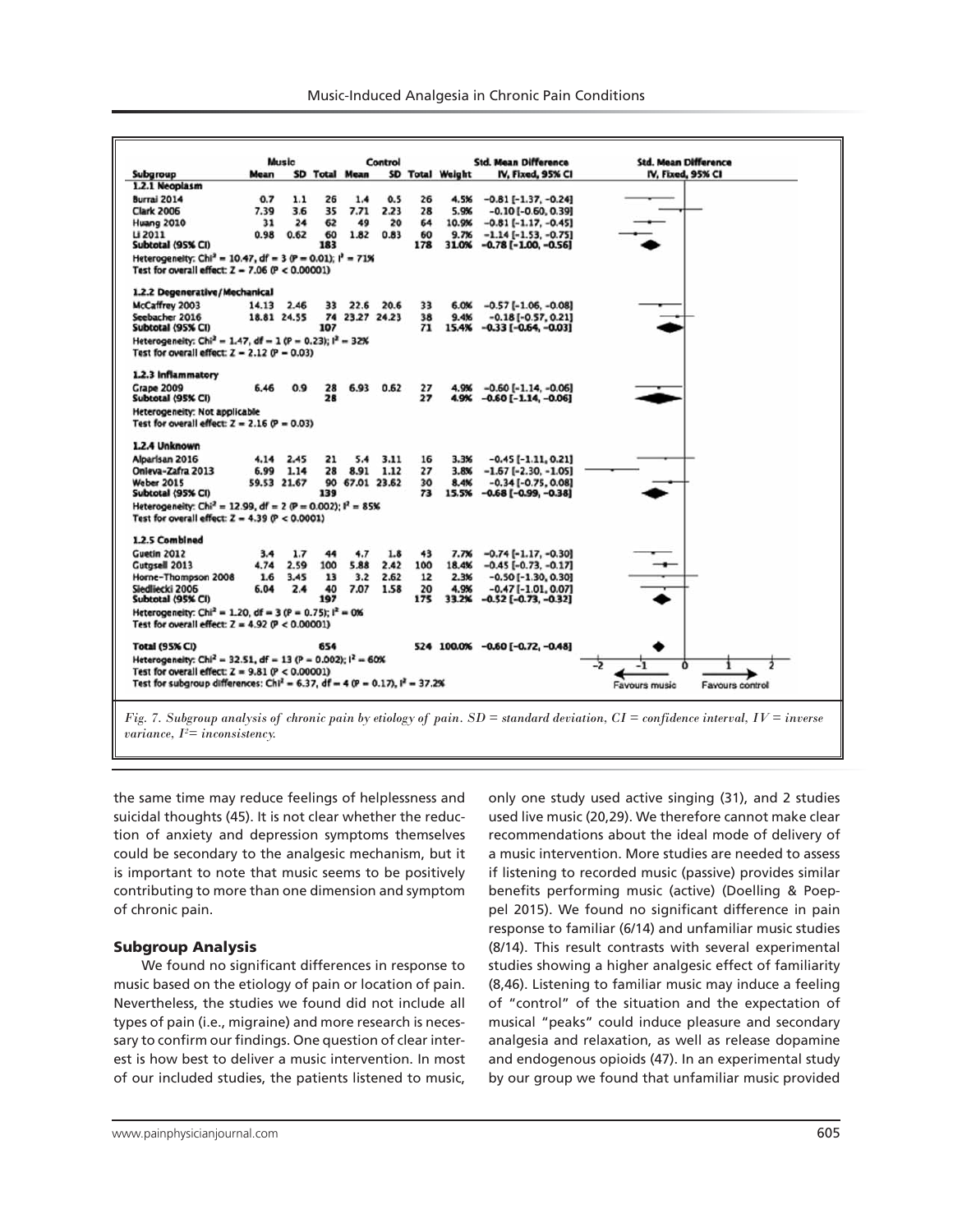| Subgroup | Music Mean | Music SD | Music Total | Control Mean | Control SD | Control Total | Weight | Std. Mean Difference IV, Fixed, 95% CI |
|---|---|---|---|---|---|---|---|---|
| **1.2.1 Neoplasm** | | | | | | | | |
| Burrai 2014 | 0.7 | 1.1 | 26 | 1.4 | 0.5 | 26 | 4.5% | −0.81 [−1.37, −0.24] |
| Clark 2006 | 7.39 | 3.6 | 35 | 7.71 | 2.23 | 28 | 5.9% | −0.10 [−0.60, 0.39] |
| Huang 2010 | 31 | 24 | 62 | 49 | 20 | 64 | 10.9% | −0.81 [−1.17, −0.45] |
| Li 2011 | 0.98 | 0.62 | 60 | 1.82 | 0.83 | 60 | 9.7% | −1.14 [−1.53, −0.75] |
| **Subtotal (95% CI)** | | | **183** | | | **178** | **31.0%** | **−0.78 [−1.00, −0.56]** |
| Heterogeneity: $Chi^2 = 10.47$, $df = 3$ ($P = 0.01$); $I^2 = 71\%$ | | | | | | | | |
| Test for overall effect: $Z = 7.06$ ($P < 0.00001$) | | | | | | | | |
| **1.2.2 Degenerative/Mechanical** | | | | | | | | |
| McCaffrey 2003 | 14.13 | 2.46 | 33 | 22.6 | 20.6 | 33 | 6.0% | −0.57 [−1.06, −0.08] |
| Seebacher 2016 | 18.81 | 24.55 | 74 | 23.27 | 24.23 | 38 | 9.4% | −0.18 [−0.57, 0.21] |
| **Subtotal (95% CI)** | | | **107** | | | **71** | **15.4%** | **−0.33 [−0.64, −0.03]** |
| Heterogeneity: $Chi^2 = 1.47$, $df = 1$ ($P = 0.23$); $I^2 = 32\%$ | | | | | | | | |
| Test for overall effect: $Z = 2.12$ ($P = 0.03$) | | | | | | | | |
| **1.2.3 Inflammatory** | | | | | | | | |
| Grape 2009 | 6.46 | 0.9 | 28 | 6.93 | 0.62 | 27 | 4.9% | −0.60 [−1.14, −0.06] |
| **Subtotal (95% CI)** | | | **28** | | | **27** | **4.9%** | **−0.60 [−1.14, −0.06]** |
| Heterogeneity: Not applicable | | | | | | | | |
| Test for overall effect: $Z = 2.16$ ($P = 0.03$) | | | | | | | | |
| **1.2.4 Unknown** | | | | | | | | |
| Alparisan 2016 | 4.14 | 2.45 | 21 | 5.4 | 3.11 | 16 | 3.3% | −0.45 [−1.11, 0.21] |
| Onieva-Zafra 2013 | 6.99 | 1.14 | 28 | 8.91 | 1.12 | 27 | 3.8% | −1.67 [−2.30, −1.05] |
| Weber 2015 | 59.53 | 21.67 | 90 | 67.01 | 23.62 | 30 | 8.4% | −0.34 [−0.75, 0.08] |
| **Subtotal (95% CI)** | | | **139** | | | **73** | **15.5%** | **−0.68 [−0.99, −0.38]** |
| Heterogeneity: $Chi^2 = 12.99$, $df = 2$ ($P = 0.002$); $I^2 = 85\%$ | | | | | | | | |
| Test for overall effect: $Z = 4.39$ ($P < 0.0001$) | | | | | | | | |
| **1.2.5 Combined** | | | | | | | | |
| Guetin 2012 | 3.4 | 1.7 | 44 | 4.7 | 1.8 | 43 | 7.7% | −0.74 [−1.17, −0.30] |
| Gutgsell 2013 | 4.74 | 2.59 | 100 | 5.88 | 2.42 | 100 | 18.4% | −0.45 [−0.73, −0.17] |
| Horne-Thompson 2008 | 1.6 | 3.45 | 13 | 3.2 | 2.62 | 12 | 2.3% | −0.50 [−1.30, 0.30] |
| Siedliecki 2006 | 6.04 | 2.4 | 40 | 7.07 | 1.58 | 20 | 4.9% | −0.47 [−1.01, 0.07] |
| **Subtotal (95% CI)** | | | **197** | | | **175** | **33.2%** | **−0.52 [−0.73, −0.32]** |
| Heterogeneity: $Chi^2 = 1.20$, $df = 3$ ($P = 0.75$); $I^2 = 0\%$ | | | | | | | | |
| Test for overall effect: $Z = 4.92$ ($P < 0.00001$) | | | | | | | | |
| **Total (95% CI)** | | | **654** | | | **524** | **100.0%** | **−0.60 [−0.72, −0.48]** |
| Heterogeneity: $Chi^2 = 32.51$, $df = 13$ ($P = 0.002$); $I^2 = 60\%$ | | | | | | | | |
| Test for overall effect: $Z = 9.81$ ($P < 0.00001$) | | | | | | | | |
| Test for subgroup differences: $Chi^2 = 6.37$, $df = 4$ ($P = 0.17$), $I^2 = 37.2\%$ | | | | | | | | |

Favours music | Favours control

*Fig. 7. Subgroup analysis of chronic pain by etiology of pain. SD = standard deviation, CI = confidence interval, IV = inverse variance, $I^2$= inconsistency.*

the same time may reduce feelings of helplessness and suicidal thoughts (45). It is not clear whether the reduction of anxiety and depression symptoms themselves could be secondary to the analgesic mechanism, but it is important to note that music seems to be positively contributing to more than one dimension and symptom of chronic pain.

### Subgroup Analysis

We found no significant differences in response to music based on the etiology of pain or location of pain. Nevertheless, the studies we found did not include all types of pain (i.e., migraine) and more research is necessary to confirm our findings. One question of clear interest is how best to deliver a music intervention. In most of our included studies, the patients listened to music, only one study used active singing (31), and 2 studies used live music (20,29). We therefore cannot make clear recommendations about the ideal mode of delivery of a music intervention. More studies are needed to assess if listening to recorded music (passive) provides similar benefits performing music (active) (Doelling & Poeppel 2015). We found no significant difference in pain response to familiar (6/14) and unfamiliar music studies (8/14). This result contrasts with several experimental studies showing a higher analgesic effect of familiarity (8,46). Listening to familiar music may induce a feeling of "control" of the situation and the expectation of musical "peaks" could induce pleasure and secondary analgesia and relaxation, as well as release dopamine and endogenous opioids (47). In an experimental study by our group we found that unfamiliar music provided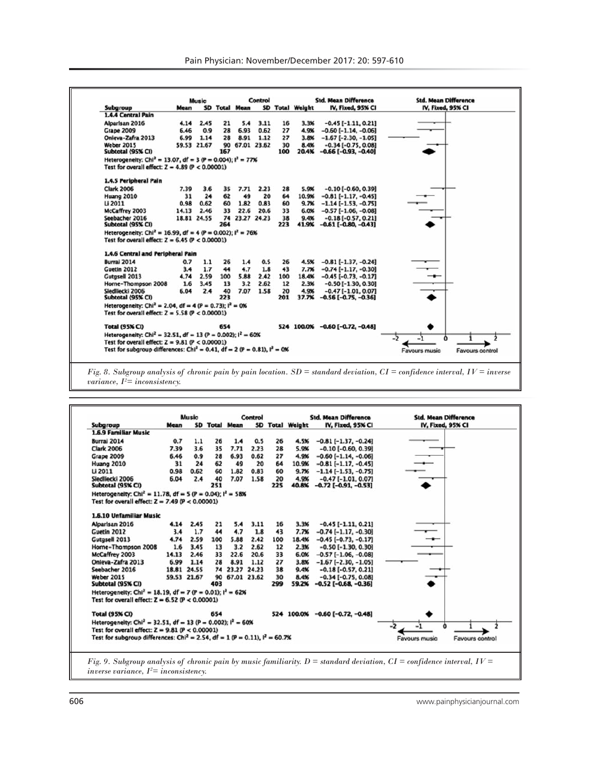| Subgroup | Music Mean | Music SD | Music Total | Control Mean | Control SD | Control Total | Weight | Std. Mean Difference IV, Fixed, 95% CI |
|---|---|---|---|---|---|---|---|---|
| **1.4.4 Central Pain** | | | | | | | | |
| Alparisan 2016 | 4.14 | 2.45 | 21 | 5.4 | 3.11 | 16 | 3.3% | −0.45 [−1.11, 0.21] |
| Grape 2009 | 6.46 | 0.9 | 28 | 6.93 | 0.62 | 27 | 4.9% | −0.60 [−1.14, −0.06] |
| Onieva-Zafra 2013 | 6.99 | 1.14 | 28 | 8.91 | 1.12 | 27 | 3.8% | −1.67 [−2.30, −1.05] |
| Weber 2015 | 59.53 | 21.67 | 90 | 67.01 | 23.62 | 30 | 8.4% | −0.34 [−0.75, 0.08] |
| **Subtotal (95% CI)** | | | **167** | | | **100** | **20.4%** | **−0.66 [−0.93, −0.40]** |
| Heterogeneity: $Chi^2 = 13.07$, $df = 3$ ($P = 0.004$); $I^2 = 77\%$ | | | | | | | | |
| Test for overall effect: $Z = 4.89$ ($P < 0.00001$) | | | | | | | | |
| **1.4.5 Peripheral Pain** | | | | | | | | |
| Clark 2006 | 7.39 | 3.6 | 35 | 7.71 | 2.23 | 28 | 5.9% | −0.10 [−0.60, 0.39] |
| Huang 2010 | 31 | 24 | 62 | 49 | 20 | 64 | 10.9% | −0.81 [−1.17, −0.45] |
| Li 2011 | 0.98 | 0.62 | 60 | 1.82 | 0.83 | 60 | 9.7% | −1.14 [−1.53, −0.75] |
| McCaffrey 2003 | 14.13 | 2.46 | 33 | 22.6 | 20.6 | 33 | 6.0% | −0.57 [−1.06, −0.08] |
| Seebacher 2016 | 18.81 | 24.55 | 74 | 23.27 | 24.23 | 38 | 9.4% | −0.18 [−0.57, 0.21] |
| **Subtotal (95% CI)** | | | **264** | | | **223** | **41.9%** | **−0.61 [−0.80, −0.43]** |
| Heterogeneity: $Chi^2 = 16.99$, $df = 4$ ($P = 0.002$); $I^2 = 76\%$ | | | | | | | | |
| Test for overall effect: $Z = 6.45$ ($P < 0.00001$) | | | | | | | | |
| **1.4.6 Central and Peripheral Pain** | | | | | | | | |
| Burrai 2014 | 0.7 | 1.1 | 26 | 1.4 | 0.5 | 26 | 4.5% | −0.81 [−1.37, −0.24] |
| Guetin 2012 | 3.4 | 1.7 | 44 | 4.7 | 1.8 | 43 | 7.7% | −0.74 [−1.17, −0.30] |
| Gutgsell 2013 | 4.74 | 2.59 | 100 | 5.88 | 2.42 | 100 | 18.4% | −0.45 [−0.73, −0.17] |
| Horne-Thompson 2008 | 1.6 | 3.45 | 13 | 3.2 | 2.62 | 12 | 2.3% | −0.50 [−1.30, 0.30] |
| Siedliecki 2006 | 6.04 | 2.4 | 40 | 7.07 | 1.58 | 20 | 4.9% | −0.47 [−1.01, 0.07] |
| **Subtotal (95% CI)** | | | **223** | | | **201** | **37.7%** | **−0.56 [−0.75, −0.36]** |
| Heterogeneity: $Chi^2 = 2.04$, $df = 4$ ($P = 0.73$); $I^2 = 0\%$ | | | | | | | | |
| Test for overall effect: $Z = 5.58$ ($P < 0.00001$) | | | | | | | | |
| **Total (95% CI)** | | | **654** | | | **524** | **100.0%** | **−0.60 [−0.72, −0.48]** |
| Heterogeneity: $Chi^2 = 32.51$, $df = 13$ ($P = 0.002$); $I^2 = 60\%$ | | | | | | | | |
| Test for overall effect: $Z = 9.81$ ($P < 0.00001$) | | | | | | | | |
| Test for subgroup differences: $Chi^2 = 0.41$, $df = 2$ ($P = 0.81$), $I^2 = 0\%$ | | | | | | | | |

Favours music / Favours control

*Fig. 8. Subgroup analysis of chronic pain by pain location. SD = standard deviation, CI = confidence interval, IV = inverse variance, $I^2$= inconsistency.*

| Subgroup | Music Mean | Music SD | Music Total | Control Mean | Control SD | Control Total | Weight | Std. Mean Difference IV, Fixed, 95% CI |
|---|---|---|---|---|---|---|---|---|
| **1.6.9 Familiar Music** | | | | | | | | |
| Burrai 2014 | 0.7 | 1.1 | 26 | 1.4 | 0.5 | 26 | 4.5% | −0.81 [−1.37, −0.24] |
| Clark 2006 | 7.39 | 3.6 | 35 | 7.71 | 2.23 | 28 | 5.9% | −0.10 [−0.60, 0.39] |
| Grape 2009 | 6.46 | 0.9 | 28 | 6.93 | 0.62 | 27 | 4.9% | −0.60 [−1.14, −0.06] |
| Huang 2010 | 31 | 24 | 62 | 49 | 20 | 64 | 10.9% | −0.81 [−1.17, −0.45] |
| Li 2011 | 0.98 | 0.62 | 60 | 1.82 | 0.83 | 60 | 9.7% | −1.14 [−1.53, −0.75] |
| Siedliecki 2006 | 6.04 | 2.4 | 40 | 7.07 | 1.58 | 20 | 4.9% | −0.47 [−1.01, 0.07] |
| **Subtotal (95% CI)** | | | **251** | | | **225** | **40.8%** | **−0.72 [−0.91, −0.53]** |
| Heterogeneity: $Chi^2 = 11.78$, $df = 5$ ($P = 0.04$); $I^2 = 58\%$ | | | | | | | | |
| Test for overall effect: $Z = 7.49$ ($P < 0.00001$) | | | | | | | | |
| **1.6.10 Unfamiliar Music** | | | | | | | | |
| Alparisan 2016 | 4.14 | 2.45 | 21 | 5.4 | 3.11 | 16 | 3.3% | −0.45 [−1.11, 0.21] |
| Guetin 2012 | 3.4 | 1.7 | 44 | 4.7 | 1.8 | 43 | 7.7% | −0.74 [−1.17, −0.30] |
| Gutgsell 2013 | 4.74 | 2.59 | 100 | 5.88 | 2.42 | 100 | 18.4% | −0.45 [−0.73, −0.17] |
| Horne-Thompson 2008 | 1.6 | 3.45 | 13 | 3.2 | 2.62 | 12 | 2.3% | −0.50 [−1.30, 0.30] |
| McCaffrey 2003 | 14.13 | 2.46 | 33 | 22.6 | 20.6 | 33 | 6.0% | −0.57 [−1.06, −0.08] |
| Onieva-Zafra 2013 | 6.99 | 1.14 | 28 | 8.91 | 1.12 | 27 | 3.8% | −1.67 [−2.30, −1.05] |
| Seebacher 2016 | 18.81 | 24.55 | 74 | 23.27 | 24.23 | 38 | 9.4% | −0.18 [−0.57, 0.21] |
| Weber 2015 | 59.53 | 21.67 | 90 | 67.01 | 23.62 | 30 | 8.4% | −0.34 [−0.75, 0.08] |
| **Subtotal (95% CI)** | | | **403** | | | **299** | **59.2%** | **−0.52 [−0.68, −0.36]** |
| Heterogeneity: $Chi^2 = 18.19$, $df = 7$ ($P = 0.01$); $I^2 = 62\%$ | | | | | | | | |
| Test for overall effect: $Z = 6.52$ ($P < 0.00001$) | | | | | | | | |
| **Total (95% CI)** | | | **654** | | | **524** | **100.0%** | **−0.60 [−0.72, −0.48]** |
| Heterogeneity: $Chi^2 = 32.51$, $df = 13$ ($P = 0.002$); $I^2 = 60\%$ | | | | | | | | |
| Test for overall effect: $Z = 9.81$ ($P < 0.00001$) | | | | | | | | |
| Test for subgroup differences: $Chi^2 = 2.54$, $df = 1$ ($P = 0.11$), $I^2 = 60.7\%$ | | | | | | | | |

Favours music / Favours control

*Fig. 9. Subgroup analysis of chronic pain by music familiarity. D = standard deviation, CI = confidence interval, IV = inverse variance, $I^2$= inconsistency.*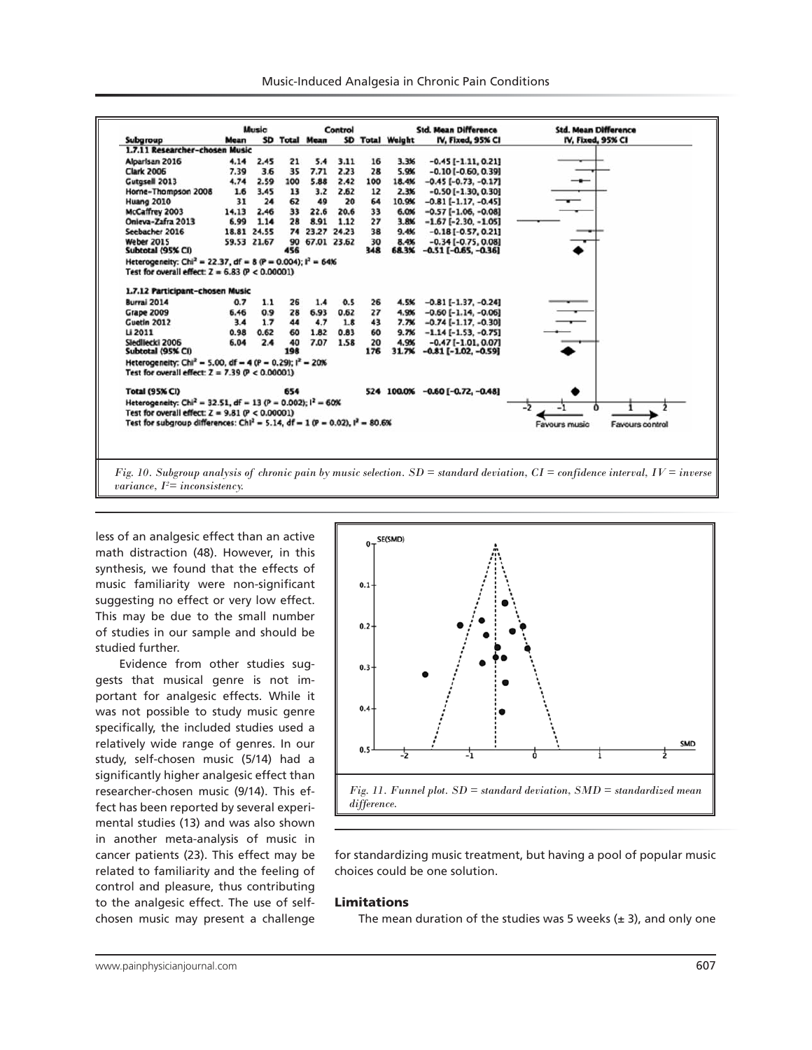| Subgroup | Music Mean | Music SD | Music Total | Control Mean | Control SD | Control Total | Weight | Std. Mean Difference IV, Fixed, 95% CI |
|---|---|---|---|---|---|---|---|---|
| **1.7.11 Researcher-chosen Music** | | | | | | | | |
| Alparlsan 2016 | 4.14 | 2.45 | 21 | 5.4 | 3.11 | 16 | 3.3% | -0.45 [-1.11, 0.21] |
| Clark 2006 | 7.39 | 3.6 | 35 | 7.71 | 2.23 | 28 | 5.9% | -0.10 [-0.60, 0.39] |
| Gutgsell 2013 | 4.74 | 2.59 | 100 | 5.88 | 2.42 | 100 | 18.4% | -0.45 [-0.73, -0.17] |
| Horne-Thompson 2008 | 1.6 | 3.45 | 13 | 3.2 | 2.62 | 12 | 2.3% | -0.50 [-1.30, 0.30] |
| Huang 2010 | 31 | 24 | 62 | 49 | 20 | 64 | 10.9% | -0.81 [-1.17, -0.45] |
| McCaffrey 2003 | 14.13 | 2.46 | 33 | 22.6 | 20.6 | 33 | 6.0% | -0.57 [-1.06, -0.08] |
| Onieva-Zafra 2013 | 6.99 | 1.14 | 28 | 8.91 | 1.12 | 27 | 3.8% | -1.67 [-2.30, -1.05] |
| Seebacher 2016 | 18.81 | 24.55 | 74 | 23.27 | 24.23 | 38 | 9.4% | -0.18 [-0.57, 0.21] |
| Weber 2015 | 59.53 | 21.67 | 90 | 67.01 | 23.62 | 30 | 8.4% | -0.34 [-0.75, 0.08] |
| **Subtotal (95% CI)** | | | **456** | | | **348** | **68.3%** | **-0.51 [-0.65, -0.36]** |
| Heterogeneity: $Chi^2 = 22.37$, df = 8 ($P = 0.004$); $I^2 = 64\%$ | | | | | | | | |
| Test for overall effect: $Z = 6.83$ ($P < 0.00001$) | | | | | | | | |
| **1.7.12 Participant-chosen Music** | | | | | | | | |
| Burrai 2014 | 0.7 | 1.1 | 26 | 1.4 | 0.5 | 26 | 4.5% | -0.81 [-1.37, -0.24] |
| Grape 2009 | 6.46 | 0.9 | 28 | 6.93 | 0.62 | 27 | 4.9% | -0.60 [-1.14, -0.06] |
| Guetin 2012 | 3.4 | 1.7 | 44 | 4.7 | 1.8 | 43 | 7.7% | -0.74 [-1.17, -0.30] |
| Li 2011 | 0.98 | 0.62 | 60 | 1.82 | 0.83 | 60 | 9.7% | -1.14 [-1.53, -0.75] |
| Siedliecki 2006 | 6.04 | 2.4 | 40 | 7.07 | 1.58 | 20 | 4.9% | -0.47 [-1.01, 0.07] |
| **Subtotal (95% CI)** | | | **198** | | | **176** | **31.7%** | **-0.81 [-1.02, -0.59]** |
| Heterogeneity: $Chi^2 = 5.00$, df = 4 ($P = 0.29$); $I^2 = 20\%$ | | | | | | | | |
| Test for overall effect: $Z = 7.39$ ($P < 0.00001$) | | | | | | | | |
| **Total (95% CI)** | | | **654** | | | **524** | **100.0%** | **-0.60 [-0.72, -0.48]** |
| Heterogeneity: $Chi^2 = 32.51$, df = 13 ($P = 0.002$); $I^2 = 60\%$ | | | | | | | | |
| Test for overall effect: $Z = 9.81$ ($P < 0.00001$) | | | | | | | | |
| Test for subgroup differences: $Chi^2 = 5.14$, df = 1 ($P = 0.02$), $I^2 = 80.6\%$ | | | | | | | | |

Favours music | Favours control

*Fig. 10. Subgroup analysis of chronic pain by music selection. SD = standard deviation, CI = confidence interval, IV = inverse variance, $I^2$= inconsistency.*

less of an analgesic effect than an active math distraction (48). However, in this synthesis, we found that the effects of music familiarity were non-significant suggesting no effect or very low effect. This may be due to the small number of studies in our sample and should be studied further.

Evidence from other studies suggests that musical genre is not important for analgesic effects. While it was not possible to study music genre specifically, the included studies used a relatively wide range of genres. In our study, self-chosen music (5/14) had a significantly higher analgesic effect than researcher-chosen music (9/14). This effect has been reported by several experimental studies (13) and was also shown in another meta-analysis of music in cancer patients (23). This effect may be related to familiarity and the feeling of control and pleasure, thus contributing to the analgesic effect. The use of self-chosen music may present a challenge for standardizing music treatment, but having a pool of popular music choices could be one solution.

*Fig. 11. Funnel plot. SD = standard deviation, SMD = standardized mean difference.*

### Limitations

The mean duration of the studies was 5 weeks (± 3), and only one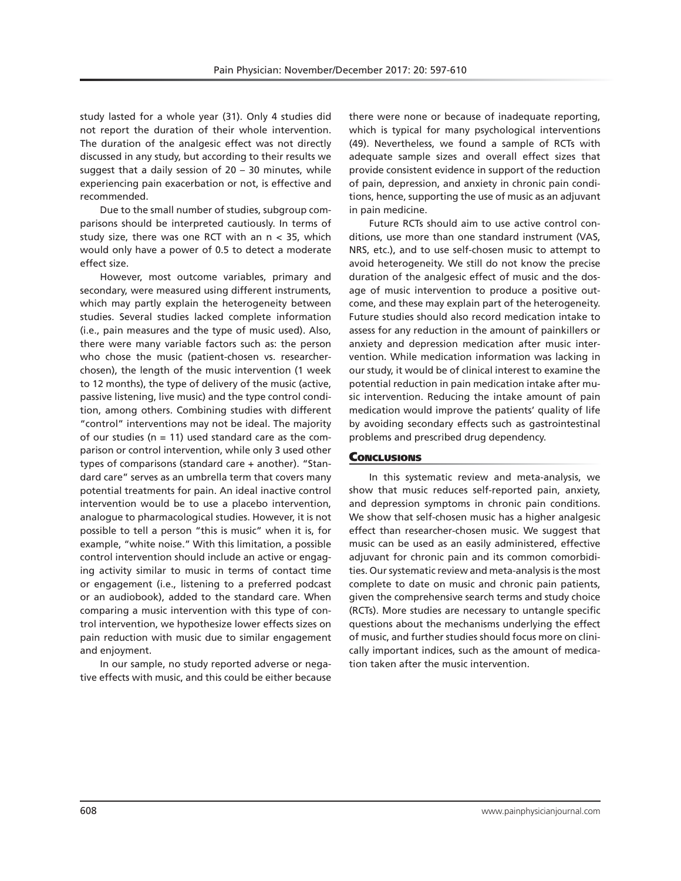study lasted for a whole year (31). Only 4 studies did not report the duration of their whole intervention. The duration of the analgesic effect was not directly discussed in any study, but according to their results we suggest that a daily session of 20 – 30 minutes, while experiencing pain exacerbation or not, is effective and recommended.

Due to the small number of studies, subgroup comparisons should be interpreted cautiously. In terms of study size, there was one RCT with an n < 35, which would only have a power of 0.5 to detect a moderate effect size.

However, most outcome variables, primary and secondary, were measured using different instruments, which may partly explain the heterogeneity between studies. Several studies lacked complete information (i.e., pain measures and the type of music used). Also, there were many variable factors such as: the person who chose the music (patient-chosen vs. researcher-chosen), the length of the music intervention (1 week to 12 months), the type of delivery of the music (active, passive listening, live music) and the type control condition, among others. Combining studies with different "control" interventions may not be ideal. The majority of our studies (n = 11) used standard care as the comparison or control intervention, while only 3 used other types of comparisons (standard care + another). "Standard care" serves as an umbrella term that covers many potential treatments for pain. An ideal inactive control intervention would be to use a placebo intervention, analogue to pharmacological studies. However, it is not possible to tell a person "this is music" when it is, for example, "white noise." With this limitation, a possible control intervention should include an active or engaging activity similar to music in terms of contact time or engagement (i.e., listening to a preferred podcast or an audiobook), added to the standard care. When comparing a music intervention with this type of control intervention, we hypothesize lower effects sizes on pain reduction with music due to similar engagement and enjoyment.

In our sample, no study reported adverse or negative effects with music, and this could be either because there were none or because of inadequate reporting, which is typical for many psychological interventions (49). Nevertheless, we found a sample of RCTs with adequate sample sizes and overall effect sizes that provide consistent evidence in support of the reduction of pain, depression, and anxiety in chronic pain conditions, hence, supporting the use of music as an adjuvant in pain medicine.

Future RCTs should aim to use active control conditions, use more than one standard instrument (VAS, NRS, etc.), and to use self-chosen music to attempt to avoid heterogeneity. We still do not know the precise duration of the analgesic effect of music and the dosage of music intervention to produce a positive outcome, and these may explain part of the heterogeneity. Future studies should also record medication intake to assess for any reduction in the amount of painkillers or anxiety and depression medication after music intervention. While medication information was lacking in our study, it would be of clinical interest to examine the potential reduction in pain medication intake after music intervention. Reducing the intake amount of pain medication would improve the patients' quality of life by avoiding secondary effects such as gastrointestinal problems and prescribed drug dependency.

## Conclusions

In this systematic review and meta-analysis, we show that music reduces self-reported pain, anxiety, and depression symptoms in chronic pain conditions. We show that self-chosen music has a higher analgesic effect than researcher-chosen music. We suggest that music can be used as an easily administered, effective adjuvant for chronic pain and its common comorbidities. Our systematic review and meta-analysis is the most complete to date on music and chronic pain patients, given the comprehensive search terms and study choice (RCTs). More studies are necessary to untangle specific questions about the mechanisms underlying the effect of music, and further studies should focus more on clinically important indices, such as the amount of medication taken after the music intervention.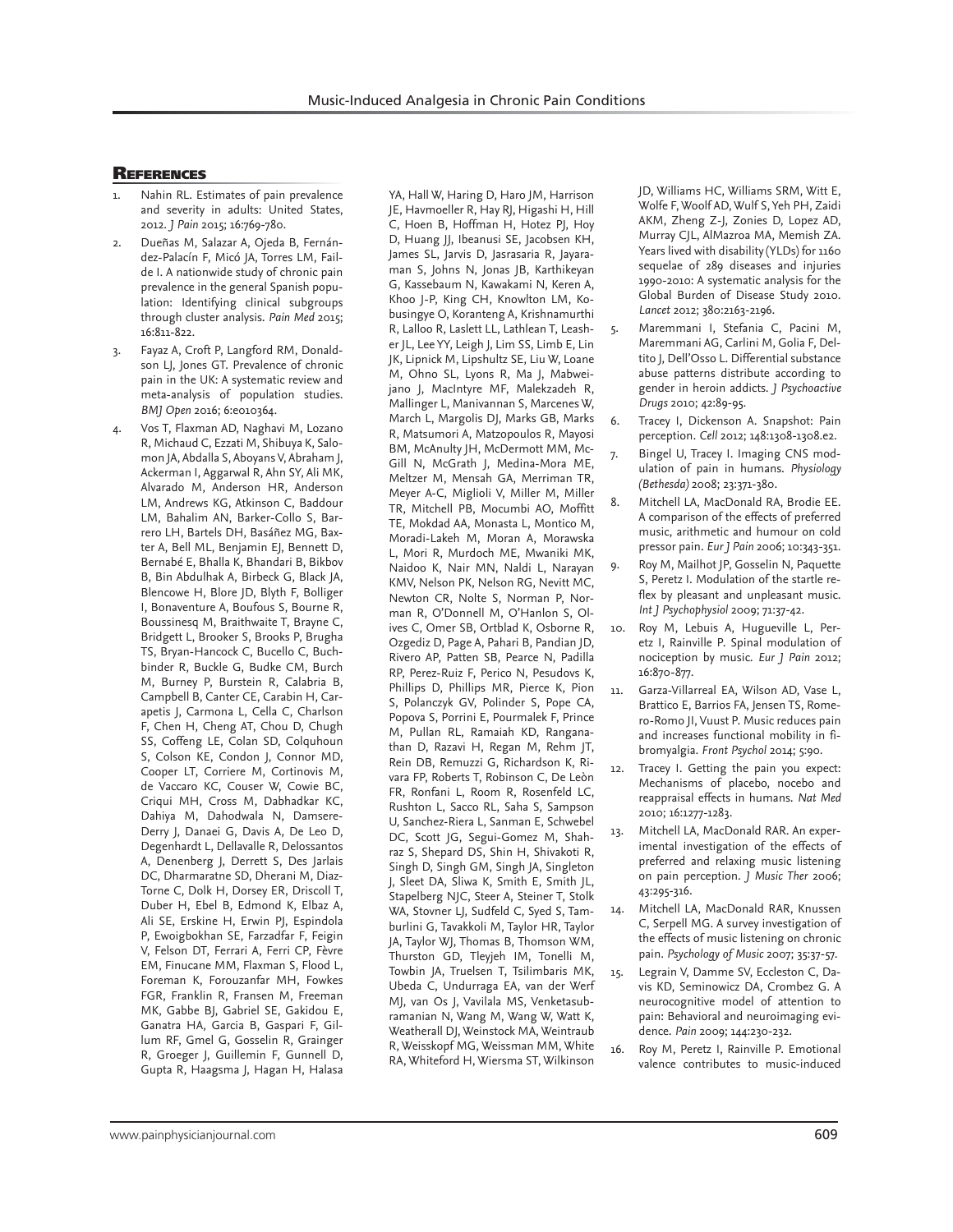## References

1. Nahin RL. Estimates of pain prevalence and severity in adults: United States, 2012. *J Pain* 2015; 16:769-780.
2. Dueñas M, Salazar A, Ojeda B, Fernández-Palacín F, Micó JA, Torres LM, Failde I. A nationwide study of chronic pain prevalence in the general Spanish population: Identifying clinical subgroups through cluster analysis. *Pain Med* 2015; 16:811-822.
3. Fayaz A, Croft P, Langford RM, Donaldson LJ, Jones GT. Prevalence of chronic pain in the UK: A systematic review and meta-analysis of population studies. *BMJ Open* 2016; 6:e010364.
4. Vos T, Flaxman AD, Naghavi M, Lozano R, Michaud C, Ezzati M, Shibuya K, Salomon JA, Abdalla S, Aboyans V, Abraham J, Ackerman I, Aggarwal R, Ahn SY, Ali MK, Alvarado M, Anderson HR, Anderson LM, Andrews KG, Atkinson C, Baddour LM, Bahalim AN, Barker-Collo S, Barrero LH, Bartels DH, Basáñez MG, Baxter A, Bell ML, Benjamin EJ, Bennett D, Bernabé E, Bhalla K, Bhandari B, Bikbov B, Bin Abdulhak A, Birbeck G, Black JA, Blencowe H, Blore JD, Blyth F, Bolliger I, Bonaventure A, Boufous S, Bourne R, Boussinesq M, Braithwaite T, Brayne C, Bridgett L, Brooker S, Brooks P, Brugha TS, Bryan-Hancock C, Bucello C, Buchbinder R, Buckle G, Budke CM, Burch M, Burney P, Burstein R, Calabria B, Campbell B, Canter CE, Carabin H, Carapetis J, Carmona L, Cella C, Charlson F, Chen H, Cheng AT, Chou D, Chugh SS, Coffeng LE, Colan SD, Colquhoun S, Colson KE, Condon J, Connor MD, Cooper LT, Corriere M, Cortinovis M, de Vaccaro KC, Couser W, Cowie BC, Criqui MH, Cross M, Dabhadkar KC, Dahiya M, Dahodwala N, Damsere-Derry J, Danaei G, Davis A, De Leo D, Degenhardt L, Dellavalle R, Delossantos A, Denenberg J, Derrett S, Des Jarlais DC, Dharmaratne SD, Dherani M, Diaz-Torne C, Dolk H, Dorsey ER, Driscoll T, Duber H, Ebel B, Edmond K, Elbaz A, Ali SE, Erskine H, Erwin PJ, Espindola P, Ewoigbokhan SE, Farzadfar F, Feigin V, Felson DT, Ferrari A, Ferri CP, Fèvre EM, Finucane MM, Flaxman S, Flood L, Foreman K, Forouzanfar MH, Fowkes FGR, Franklin R, Fransen M, Freeman MK, Gabbe BJ, Gabriel SE, Gakidou E, Ganatra HA, Garcia B, Gaspari F, Gillum RF, Gmel G, Gosselin R, Grainger R, Groeger J, Guillemin F, Gunnell D, Gupta R, Haagsma J, Hagan H, Halasa YA, Hall W, Haring D, Haro JM, Harrison JE, Havmoeller R, Hay RJ, Higashi H, Hill C, Hoen B, Hoffman H, Hotez PJ, Hoy D, Huang JJ, Ibeanusi SE, Jacobsen KH, James SL, Jarvis D, Jasrasaria R, Jayaraman S, Johns N, Jonas JB, Karthikeyan G, Kassebaum N, Kawakami N, Keren A, Khoo J-P, King CH, Knowlton LM, Kobusingye O, Koranteng A, Krishnamurthi R, Lalloo R, Laslett LL, Lathlean T, Leasher JL, Lee YY, Leigh J, Lim SS, Limb E, Lin JK, Lipnick M, Lipshultz SE, Liu W, Loane M, Ohno SL, Lyons R, Ma J, Mabweijano J, MacIntyre MF, Malekzadeh R, Mallinger L, Manivannan S, Marcenes W, March L, Margolis DJ, Marks GB, Marks R, Matsumori A, Matzopoulos R, Mayosi BM, McAnulty JH, McDermott MM, McGill N, McGrath J, Medina-Mora ME, Meltzer M, Mensah GA, Merriman TR, Meyer A-C, Miglioli V, Miller M, Miller TR, Mitchell PB, Mocumbi AO, Moffitt TE, Mokdad AA, Monasta L, Montico M, Moradi-Lakeh M, Moran A, Morawska L, Mori R, Murdoch ME, Mwaniki MK, Naidoo K, Nair MN, Naldi L, Narayan KMV, Nelson PK, Nelson RG, Nevitt MC, Newton CR, Nolte S, Norman P, Norman R, O'Donnell M, O'Hanlon S, Olives C, Omer SB, Ortblad K, Osborne R, Ozgediz D, Page A, Pahari B, Pandian JD, Rivero AP, Patten SB, Pearce N, Padilla RP, Perez-Ruiz F, Perico N, Pesudovs K, Phillips D, Phillips MR, Pierce K, Pion S, Polanczyk GV, Polinder S, Pope CA, Popova S, Porrini E, Pourmalek F, Prince M, Pullan RL, Ramaiah KD, Ranganathan D, Razavi H, Regan M, Rehm JT, Rein DB, Remuzzi G, Richardson K, Rivara FP, Roberts T, Robinson C, De Leòn FR, Ronfani L, Room R, Rosenfeld LC, Rushton L, Sacco RL, Saha S, Sampson U, Sanchez-Riera L, Sanman E, Schwebel DC, Scott JG, Segui-Gomez M, Shahraz S, Shepard DS, Shin H, Shivakoti R, Singh D, Singh GM, Singh JA, Singleton J, Sleet DA, Sliwa K, Smith E, Smith JL, Stapelberg NJC, Steer A, Steiner T, Stolk WA, Stovner LJ, Sudfeld C, Syed S, Tamburlini G, Tavakkoli M, Taylor HR, Taylor JA, Taylor WJ, Thomas B, Thomson WM, Thurston GD, Tleyjeh IM, Tonelli M, Towbin JA, Truelsen T, Tsilimbaris MK, Ubeda C, Undurraga EA, van der Werf MJ, van Os J, Vavilala MS, Venketasubramanian N, Wang M, Wang W, Watt K, Weatherall DJ, Weinstock MA, Weintraub R, Weisskopf MG, Weissman MM, White RA, Whiteford H, Wiersma ST, Wilkinson JD, Williams HC, Williams SRM, Witt E, Wolfe F, Woolf AD, Wulf S, Yeh PH, Zaidi AKM, Zheng Z-J, Zonies D, Lopez AD, Murray CJL, AlMazroa MA, Memish ZA. Years lived with disability (YLDs) for 1160 sequelae of 289 diseases and injuries 1990-2010: A systematic analysis for the Global Burden of Disease Study 2010. *Lancet* 2012; 380:2163-2196.
5. Maremmani I, Stefania C, Pacini M, Maremmani AG, Carlini M, Golia F, Deltito J, Dell'Osso L. Differential substance abuse patterns distribute according to gender in heroin addicts. *J Psychoactive Drugs* 2010; 42:89-95.
6. Tracey I, Dickenson A. Snapshot: Pain perception. *Cell* 2012; 148:1308-1308.e2.
7. Bingel U, Tracey I. Imaging CNS modulation of pain in humans. *Physiology (Bethesda)* 2008; 23:371-380.
8. Mitchell LA, MacDonald RA, Brodie EE. A comparison of the effects of preferred music, arithmetic and humour on cold pressor pain. *Eur J Pain* 2006; 10:343-351.
9. Roy M, Mailhot JP, Gosselin N, Paquette S, Peretz I. Modulation of the startle reflex by pleasant and unpleasant music. *Int J Psychophysiol* 2009; 71:37-42.
10. Roy M, Lebuis A, Hugueville L, Peretz I, Rainville P. Spinal modulation of nociception by music. *Eur J Pain* 2012; 16:870-877.
11. Garza-Villarreal EA, Wilson AD, Vase L, Brattico E, Barrios FA, Jensen TS, Romero-Romo JI, Vuust P. Music reduces pain and increases functional mobility in fibromyalgia. *Front Psychol* 2014; 5:90.
12. Tracey I. Getting the pain you expect: Mechanisms of placebo, nocebo and reappraisal effects in humans. *Nat Med* 2010; 16:1277-1283.
13. Mitchell LA, MacDonald RAR. An experimental investigation of the effects of preferred and relaxing music listening on pain perception. *J Music Ther* 2006; 43:295-316.
14. Mitchell LA, MacDonald RAR, Knussen C, Serpell MG. A survey investigation of the effects of music listening on chronic pain. *Psychology of Music* 2007; 35:37-57.
15. Legrain V, Damme SV, Eccleston C, Davis KD, Seminowicz DA, Crombez G. A neurocognitive model of attention to pain: Behavioral and neuroimaging evidence. *Pain* 2009; 144:230-232.
16. Roy M, Peretz I, Rainville P. Emotional valence contributes to music-induced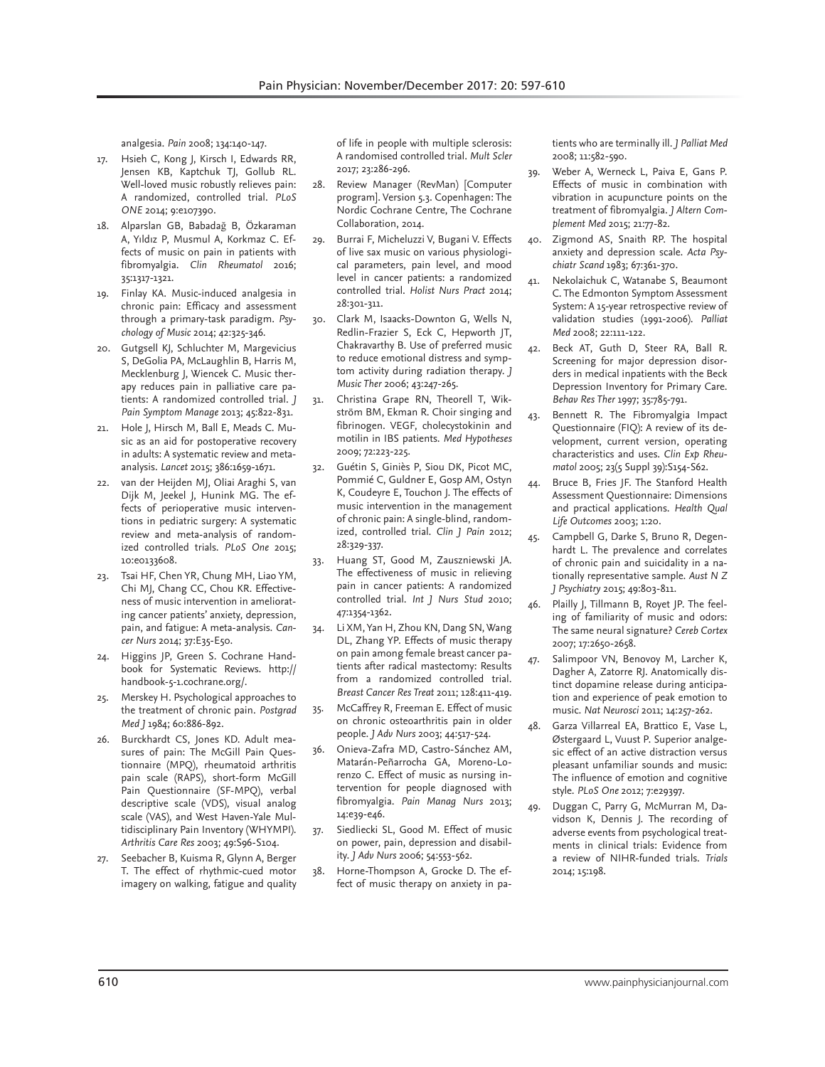analgesia. *Pain* 2008; 134:140-147.

17. Hsieh C, Kong J, Kirsch I, Edwards RR, Jensen KB, Kaptchuk TJ, Gollub RL. Well-loved music robustly relieves pain: A randomized, controlled trial. *PLoS ONE* 2014; 9:e107390.
18. Alparslan GB, Babadağ B, Özkaraman A, Yıldız P, Musmul A, Korkmaz C. Effects of music on pain in patients with fibromyalgia. *Clin Rheumatol* 2016; 35:1317-1321.
19. Finlay KA. Music-induced analgesia in chronic pain: Efficacy and assessment through a primary-task paradigm. *Psychology of Music* 2014; 42:325-346.
20. Gutgsell KJ, Schluchter M, Margevicius S, DeGolia PA, McLaughlin B, Harris M, Mecklenburg J, Wiencek C. Music therapy reduces pain in palliative care patients: A randomized controlled trial. *J Pain Symptom Manage* 2013; 45:822-831.
21. Hole J, Hirsch M, Ball E, Meads C. Music as an aid for postoperative recovery in adults: A systematic review and meta-analysis. *Lancet* 2015; 386:1659-1671.
22. van der Heijden MJ, Oliai Araghi S, van Dijk M, Jeekel J, Hunink MG. The effects of perioperative music interventions in pediatric surgery: A systematic review and meta-analysis of randomized controlled trials. *PLoS One* 2015; 10:e0133608.
23. Tsai HF, Chen YR, Chung MH, Liao YM, Chi MJ, Chang CC, Chou KR. Effectiveness of music intervention in ameliorating cancer patients' anxiety, depression, pain, and fatigue: A meta-analysis. *Cancer Nurs* 2014; 37:E35-E50.
24. Higgins JP, Green S. Cochrane Handbook for Systematic Reviews. http://handbook-5-1.cochrane.org/.
25. Merskey H. Psychological approaches to the treatment of chronic pain. *Postgrad Med J* 1984; 60:886-892.
26. Burckhardt CS, Jones KD. Adult measures of pain: The McGill Pain Questionnaire (MPQ), rheumatoid arthritis pain scale (RAPS), short-form McGill Pain Questionnaire (SF-MPQ), verbal descriptive scale (VDS), visual analog scale (VAS), and West Haven-Yale Multidisciplinary Pain Inventory (WHYMPI). *Arthritis Care Res* 2003; 49:S96-S104.
27. Seebacher B, Kuisma R, Glynn A, Berger T. The effect of rhythmic-cued motor imagery on walking, fatigue and quality of life in people with multiple sclerosis: A randomised controlled trial. *Mult Scler* 2017; 23:286-296.
28. Review Manager (RevMan) [Computer program]. Version 5.3. Copenhagen: The Nordic Cochrane Centre, The Cochrane Collaboration, 2014.
29. Burrai F, Micheluzzi V, Bugani V. Effects of live sax music on various physiological parameters, pain level, and mood level in cancer patients: a randomized controlled trial. *Holist Nurs Pract* 2014; 28:301-311.
30. Clark M, Isaacks-Downton G, Wells N, Redlin-Frazier S, Eck C, Hepworth JT, Chakravarthy B. Use of preferred music to reduce emotional distress and symptom activity during radiation therapy. *J Music Ther* 2006; 43:247-265.
31. Christina Grape RN, Theorell T, Wikström BM, Ekman R. Choir singing and fibrinogen. VEGF, cholecystokinin and motilin in IBS patients. *Med Hypotheses* 2009; 72:223-225.
32. Guétin S, Giniès P, Siou DK, Picot MC, Pommié C, Guldner E, Gosp AM, Ostyn K, Coudeyre E, Touchon J. The effects of music intervention in the management of chronic pain: A single-blind, randomized, controlled trial. *Clin J Pain* 2012; 28:329-337.
33. Huang ST, Good M, Zauszniewski JA. The effectiveness of music in relieving pain in cancer patients: A randomized controlled trial. *Int J Nurs Stud* 2010; 47:1354-1362.
34. Li XM, Yan H, Zhou KN, Dang SN, Wang DL, Zhang YP. Effects of music therapy on pain among female breast cancer patients after radical mastectomy: Results from a randomized controlled trial. *Breast Cancer Res Treat* 2011; 128:411-419.
35. McCaffrey R, Freeman E. Effect of music on chronic osteoarthritis pain in older people. *J Adv Nurs* 2003; 44:517-524.
36. Onieva-Zafra MD, Castro-Sánchez AM, Matarán-Peñarrocha GA, Moreno-Lorenzo C. Effect of music as nursing intervention for people diagnosed with fibromyalgia. *Pain Manag Nurs* 2013; 14:e39-e46.
37. Siedliecki SL, Good M. Effect of music on power, pain, depression and disability. *J Adv Nurs* 2006; 54:553-562.
38. Horne-Thompson A, Grocke D. The effect of music therapy on anxiety in patients who are terminally ill. *J Palliat Med* 2008; 11:582-590.
39. Weber A, Werneck L, Paiva E, Gans P. Effects of music in combination with vibration in acupuncture points on the treatment of fibromyalgia. *J Altern Complement Med* 2015; 21:77-82.
40. Zigmond AS, Snaith RP. The hospital anxiety and depression scale. *Acta Psychiatr Scand* 1983; 67:361-370.
41. Nekolaichuk C, Watanabe S, Beaumont C. The Edmonton Symptom Assessment System: A 15-year retrospective review of validation studies (1991-2006). *Palliat Med* 2008; 22:111-122.
42. Beck AT, Guth D, Steer RA, Ball R. Screening for major depression disorders in medical inpatients with the Beck Depression Inventory for Primary Care. *Behav Res Ther* 1997; 35:785-791.
43. Bennett R. The Fibromyalgia Impact Questionnaire (FIQ): A review of its development, current version, operating characteristics and uses. *Clin Exp Rheumatol* 2005; 23(5 Suppl 39):S154-S62.
44. Bruce B, Fries JF. The Stanford Health Assessment Questionnaire: Dimensions and practical applications. *Health Qual Life Outcomes* 2003; 1:20.
45. Campbell G, Darke S, Bruno R, Degenhardt L. The prevalence and correlates of chronic pain and suicidality in a nationally representative sample. *Aust N Z J Psychiatry* 2015; 49:803-811.
46. Plailly J, Tillmann B, Royet JP. The feeling of familiarity of music and odors: The same neural signature? *Cereb Cortex* 2007; 17:2650-2658.
47. Salimpoor VN, Benovoy M, Larcher K, Dagher A, Zatorre RJ. Anatomically distinct dopamine release during anticipation and experience of peak emotion to music. *Nat Neurosci* 2011; 14:257-262.
48. Garza Villarreal EA, Brattico E, Vase L, Østergaard L, Vuust P. Superior analgesic effect of an active distraction versus pleasant unfamiliar sounds and music: The influence of emotion and cognitive style. *PLoS One* 2012; 7:e29397.
49. Duggan C, Parry G, McMurran M, Davidson K, Dennis J. The recording of adverse events from psychological treatments in clinical trials: Evidence from a review of NIHR-funded trials. *Trials* 2014; 15:198.